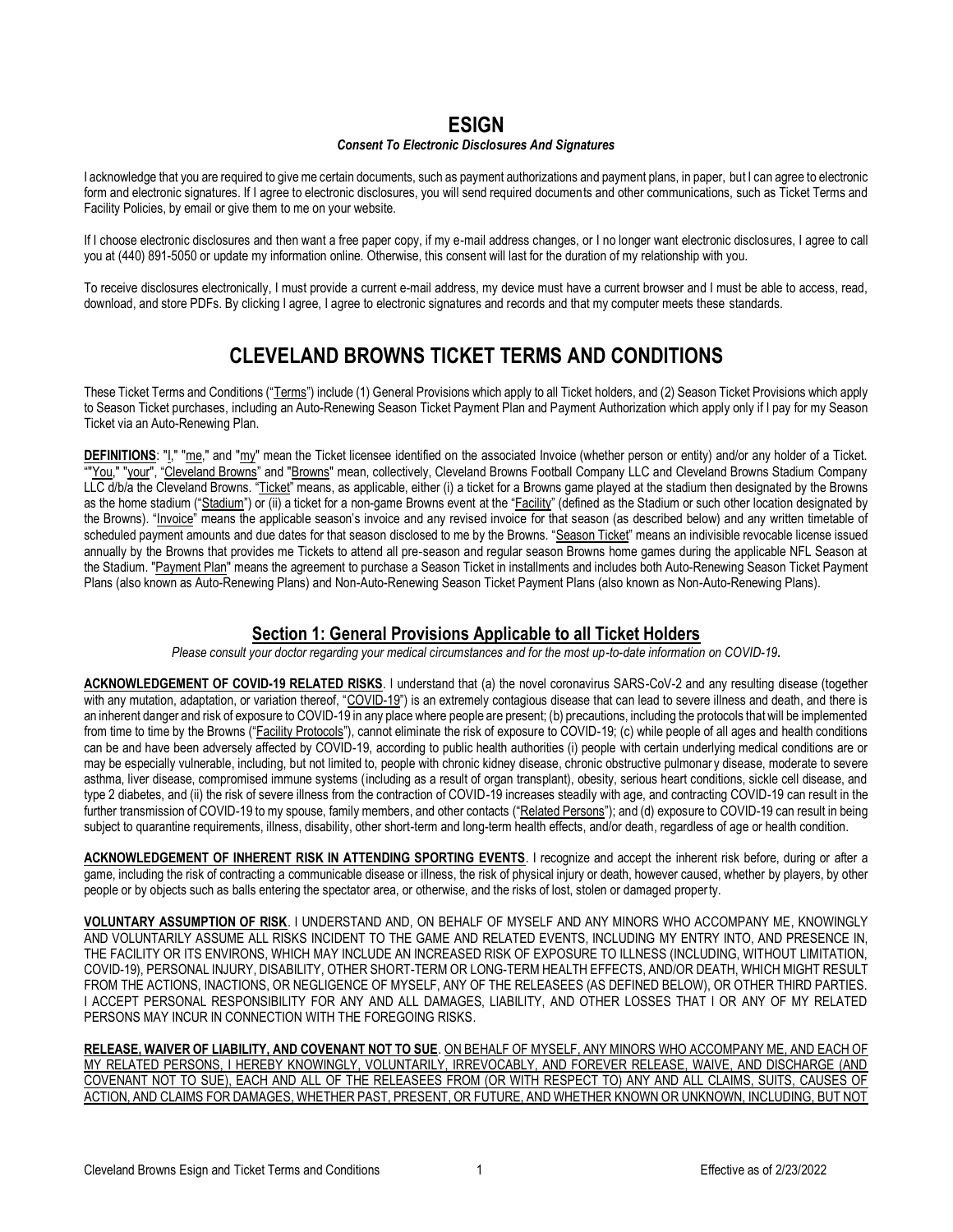# ESIGN

***Consent To Electronic Disclosures And Signatures***

I acknowledge that you are required to give me certain documents, such as payment authorizations and payment plans, in paper, but I can agree to electronic form and electronic signatures. If I agree to electronic disclosures, you will send required documents and other communications, such as Ticket Terms and Facility Policies, by email or give them to me on your website.

If I choose electronic disclosures and then want a free paper copy, if my e-mail address changes, or I no longer want electronic disclosures, I agree to call you at (440) 891-5050 or update my information online. Otherwise, this consent will last for the duration of my relationship with you.

To receive disclosures electronically, I must provide a current e-mail address, my device must have a current browser and I must be able to access, read, download, and store PDFs. By clicking I agree, I agree to electronic signatures and records and that my computer meets these standards.

# CLEVELAND BROWNS TICKET TERMS AND CONDITIONS

These Ticket Terms and Conditions ("Terms") include (1) General Provisions which apply to all Ticket holders, and (2) Season Ticket Provisions which apply to Season Ticket purchases, including an Auto-Renewing Season Ticket Payment Plan and Payment Authorization which apply only if I pay for my Season Ticket via an Auto-Renewing Plan.

**DEFINITIONS**: "I," "me," and "my" mean the Ticket licensee identified on the associated Invoice (whether person or entity) and/or any holder of a Ticket. ""You," "your", "Cleveland Browns" and "Browns" mean, collectively, Cleveland Browns Football Company LLC and Cleveland Browns Stadium Company LLC d/b/a the Cleveland Browns. "Ticket" means, as applicable, either (i) a ticket for a Browns game played at the stadium then designated by the Browns as the home stadium ("Stadium") or (ii) a ticket for a non-game Browns event at the "Facility" (defined as the Stadium or such other location designated by the Browns). "Invoice" means the applicable season's invoice and any revised invoice for that season (as described below) and any written timetable of scheduled payment amounts and due dates for that season disclosed to me by the Browns. "Season Ticket" means an indivisible revocable license issued annually by the Browns that provides me Tickets to attend all pre-season and regular season Browns home games during the applicable NFL Season at the Stadium. "Payment Plan" means the agreement to purchase a Season Ticket in installments and includes both Auto-Renewing Season Ticket Payment Plans (also known as Auto-Renewing Plans) and Non-Auto-Renewing Season Ticket Payment Plans (also known as Non-Auto-Renewing Plans).

## Section 1: General Provisions Applicable to all Ticket Holders

*Please consult your doctor regarding your medical circumstances and for the most up-to-date information on COVID-19.*

**ACKNOWLEDGEMENT OF COVID-19 RELATED RISKS**. I understand that (a) the novel coronavirus SARS-CoV-2 and any resulting disease (together with any mutation, adaptation, or variation thereof, "COVID-19") is an extremely contagious disease that can lead to severe illness and death, and there is an inherent danger and risk of exposure to COVID-19 in any place where people are present; (b) precautions, including the protocols that will be implemented from time to time by the Browns ("Facility Protocols"), cannot eliminate the risk of exposure to COVID-19; (c) while people of all ages and health conditions can be and have been adversely affected by COVID-19, according to public health authorities (i) people with certain underlying medical conditions are or may be especially vulnerable, including, but not limited to, people with chronic kidney disease, chronic obstructive pulmonary disease, moderate to severe asthma, liver disease, compromised immune systems (including as a result of organ transplant), obesity, serious heart conditions, sickle cell disease, and type 2 diabetes, and (ii) the risk of severe illness from the contraction of COVID-19 increases steadily with age, and contracting COVID-19 can result in the further transmission of COVID-19 to my spouse, family members, and other contacts ("Related Persons"); and (d) exposure to COVID-19 can result in being subject to quarantine requirements, illness, disability, other short-term and long-term health effects, and/or death, regardless of age or health condition.

**ACKNOWLEDGEMENT OF INHERENT RISK IN ATTENDING SPORTING EVENTS**. I recognize and accept the inherent risk before, during or after a game, including the risk of contracting a communicable disease or illness, the risk of physical injury or death, however caused, whether by players, by other people or by objects such as balls entering the spectator area, or otherwise, and the risks of lost, stolen or damaged property.

**VOLUNTARY ASSUMPTION OF RISK**. I UNDERSTAND AND, ON BEHALF OF MYSELF AND ANY MINORS WHO ACCOMPANY ME, KNOWINGLY AND VOLUNTARILY ASSUME ALL RISKS INCIDENT TO THE GAME AND RELATED EVENTS, INCLUDING MY ENTRY INTO, AND PRESENCE IN, THE FACILITY OR ITS ENVIRONS, WHICH MAY INCLUDE AN INCREASED RISK OF EXPOSURE TO ILLNESS (INCLUDING, WITHOUT LIMITATION, COVID-19), PERSONAL INJURY, DISABILITY, OTHER SHORT-TERM OR LONG-TERM HEALTH EFFECTS, AND/OR DEATH, WHICH MIGHT RESULT FROM THE ACTIONS, INACTIONS, OR NEGLIGENCE OF MYSELF, ANY OF THE RELEASEES (AS DEFINED BELOW), OR OTHER THIRD PARTIES. I ACCEPT PERSONAL RESPONSIBILITY FOR ANY AND ALL DAMAGES, LIABILITY, AND OTHER LOSSES THAT I OR ANY OF MY RELATED PERSONS MAY INCUR IN CONNECTION WITH THE FOREGOING RISKS.

**RELEASE, WAIVER OF LIABILITY, AND COVENANT NOT TO SUE**. ON BEHALF OF MYSELF, ANY MINORS WHO ACCOMPANY ME, AND EACH OF MY RELATED PERSONS, I HEREBY KNOWINGLY, VOLUNTARILY, IRREVOCABLY, AND FOREVER RELEASE, WAIVE, AND DISCHARGE (AND COVENANT NOT TO SUE), EACH AND ALL OF THE RELEASEES FROM (OR WITH RESPECT TO) ANY AND ALL CLAIMS, SUITS, CAUSES OF ACTION, AND CLAIMS FOR DAMAGES, WHETHER PAST, PRESENT, OR FUTURE, AND WHETHER KNOWN OR UNKNOWN, INCLUDING, BUT NOT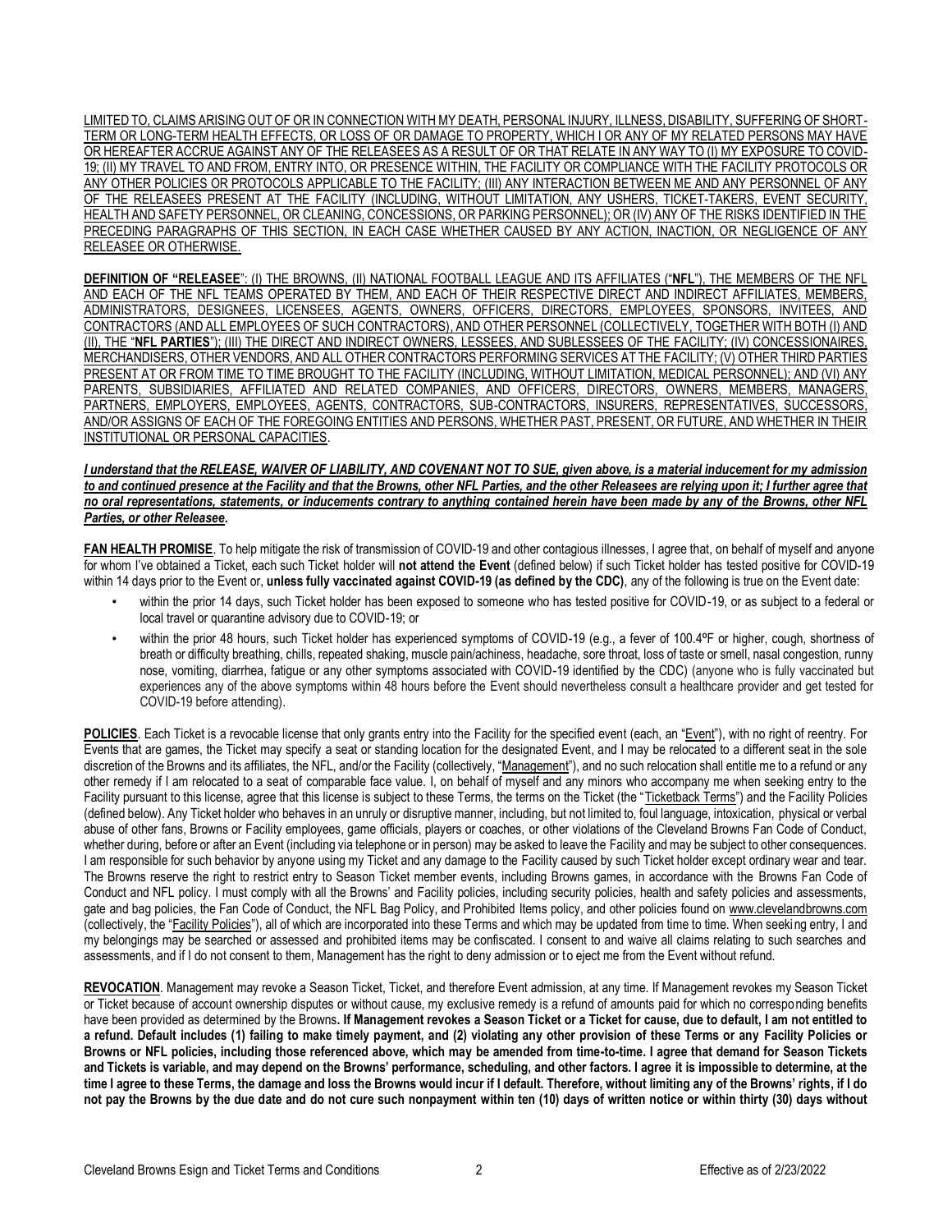LIMITED TO, CLAIMS ARISING OUT OF OR IN CONNECTION WITH MY DEATH, PERSONAL INJURY, ILLNESS, DISABILITY, SUFFERING OF SHORT-TERM OR LONG-TERM HEALTH EFFECTS, OR LOSS OF OR DAMAGE TO PROPERTY, WHICH I OR ANY OF MY RELATED PERSONS MAY HAVE OR HEREAFTER ACCRUE AGAINST ANY OF THE RELEASEES AS A RESULT OF OR THAT RELATE IN ANY WAY TO (I) MY EXPOSURE TO COVID-19; (II) MY TRAVEL TO AND FROM, ENTRY INTO, OR PRESENCE WITHIN, THE FACILITY OR COMPLIANCE WITH THE FACILITY PROTOCOLS OR ANY OTHER POLICIES OR PROTOCOLS APPLICABLE TO THE FACILITY; (III) ANY INTERACTION BETWEEN ME AND ANY PERSONNEL OF ANY OF THE RELEASEES PRESENT AT THE FACILITY (INCLUDING, WITHOUT LIMITATION, ANY USHERS, TICKET-TAKERS, EVENT SECURITY, HEALTH AND SAFETY PERSONNEL, OR CLEANING, CONCESSIONS, OR PARKING PERSONNEL); OR (IV) ANY OF THE RISKS IDENTIFIED IN THE PRECEDING PARAGRAPHS OF THIS SECTION, IN EACH CASE WHETHER CAUSED BY ANY ACTION, INACTION, OR NEGLIGENCE OF ANY RELEASEE OR OTHERWISE.

**DEFINITION OF "RELEASEE"**: (I) THE BROWNS, (II) NATIONAL FOOTBALL LEAGUE AND ITS AFFILIATES ("**NFL**"), THE MEMBERS OF THE NFL AND EACH OF THE NFL TEAMS OPERATED BY THEM, AND EACH OF THEIR RESPECTIVE DIRECT AND INDIRECT AFFILIATES, MEMBERS, ADMINISTRATORS, DESIGNEES, LICENSEES, AGENTS, OWNERS, OFFICERS, DIRECTORS, EMPLOYEES, SPONSORS, INVITEES, AND CONTRACTORS (AND ALL EMPLOYEES OF SUCH CONTRACTORS), AND OTHER PERSONNEL (COLLECTIVELY, TOGETHER WITH BOTH (I) AND (II), THE "**NFL PARTIES**"); (III) THE DIRECT AND INDIRECT OWNERS, LESSEES, AND SUBLESSEES OF THE FACILITY; (IV) CONCESSIONAIRES, MERCHANDISERS, OTHER VENDORS, AND ALL OTHER CONTRACTORS PERFORMING SERVICES AT THE FACILITY; (V) OTHER THIRD PARTIES PRESENT AT OR FROM TIME TO TIME BROUGHT TO THE FACILITY (INCLUDING, WITHOUT LIMITATION, MEDICAL PERSONNEL); AND (VI) ANY PARENTS, SUBSIDIARIES, AFFILIATED AND RELATED COMPANIES, AND OFFICERS, DIRECTORS, OWNERS, MEMBERS, MANAGERS, PARTNERS, EMPLOYERS, EMPLOYEES, AGENTS, CONTRACTORS, SUB-CONTRACTORS, INSURERS, REPRESENTATIVES, SUCCESSORS, AND/OR ASSIGNS OF EACH OF THE FOREGOING ENTITIES AND PERSONS, WHETHER PAST, PRESENT, OR FUTURE, AND WHETHER IN THEIR INSTITUTIONAL OR PERSONAL CAPACITIES.

***I understand that the RELEASE, WAIVER OF LIABILITY, AND COVENANT NOT TO SUE, given above, is a material inducement for my admission to and continued presence at the Facility and that the Browns, other NFL Parties, and the other Releasees are relying upon it; I further agree that no oral representations, statements, or inducements contrary to anything contained herein have been made by any of the Browns, other NFL Parties, or other Releasee.***

**FAN HEALTH PROMISE**. To help mitigate the risk of transmission of COVID-19 and other contagious illnesses, I agree that, on behalf of myself and anyone for whom I've obtained a Ticket, each such Ticket holder will **not attend the Event** (defined below) if such Ticket holder has tested positive for COVID-19 within 14 days prior to the Event or, **unless fully vaccinated against COVID-19 (as defined by the CDC)**, any of the following is true on the Event date:

- within the prior 14 days, such Ticket holder has been exposed to someone who has tested positive for COVID-19, or as subject to a federal or local travel or quarantine advisory due to COVID-19; or
- within the prior 48 hours, such Ticket holder has experienced symptoms of COVID-19 (e.g., a fever of 100.4ºF or higher, cough, shortness of breath or difficulty breathing, chills, repeated shaking, muscle pain/achiness, headache, sore throat, loss of taste or smell, nasal congestion, runny nose, vomiting, diarrhea, fatigue or any other symptoms associated with COVID-19 identified by the CDC) (anyone who is fully vaccinated but experiences any of the above symptoms within 48 hours before the Event should nevertheless consult a healthcare provider and get tested for COVID-19 before attending).

**POLICIES**. Each Ticket is a revocable license that only grants entry into the Facility for the specified event (each, an "Event"), with no right of reentry. For Events that are games, the Ticket may specify a seat or standing location for the designated Event, and I may be relocated to a different seat in the sole discretion of the Browns and its affiliates, the NFL, and/or the Facility (collectively, "Management"), and no such relocation shall entitle me to a refund or any other remedy if I am relocated to a seat of comparable face value. I, on behalf of myself and any minors who accompany me when seeking entry to the Facility pursuant to this license, agree that this license is subject to these Terms, the terms on the Ticket (the "Ticketback Terms") and the Facility Policies (defined below). Any Ticket holder who behaves in an unruly or disruptive manner, including, but not limited to, foul language, intoxication, physical or verbal abuse of other fans, Browns or Facility employees, game officials, players or coaches, or other violations of the Cleveland Browns Fan Code of Conduct, whether during, before or after an Event (including via telephone or in person) may be asked to leave the Facility and may be subject to other consequences. I am responsible for such behavior by anyone using my Ticket and any damage to the Facility caused by such Ticket holder except ordinary wear and tear. The Browns reserve the right to restrict entry to Season Ticket member events, including Browns games, in accordance with the Browns Fan Code of Conduct and NFL policy. I must comply with all the Browns' and Facility policies, including security policies, health and safety policies and assessments, gate and bag policies, the Fan Code of Conduct, the NFL Bag Policy, and Prohibited Items policy, and other policies found on www.clevelandbrowns.com (collectively, the "Facility Policies"), all of which are incorporated into these Terms and which may be updated from time to time. When seeking entry, I and my belongings may be searched or assessed and prohibited items may be confiscated. I consent to and waive all claims relating to such searches and assessments, and if I do not consent to them, Management has the right to deny admission or to eject me from the Event without refund.

**REVOCATION**. Management may revoke a Season Ticket, Ticket, and therefore Event admission, at any time. If Management revokes my Season Ticket or Ticket because of account ownership disputes or without cause, my exclusive remedy is a refund of amounts paid for which no corresponding benefits have been provided as determined by the Browns**. If Management revokes a Season Ticket or a Ticket for cause, due to default, I am not entitled to a refund. Default includes (1) failing to make timely payment, and (2) violating any other provision of these Terms or any Facility Policies or Browns or NFL policies, including those referenced above, which may be amended from time-to-time. I agree that demand for Season Tickets and Tickets is variable, and may depend on the Browns' performance, scheduling, and other factors. I agree it is impossible to determine, at the time I agree to these Terms, the damage and loss the Browns would incur if I default. Therefore, without limiting any of the Browns' rights, if I do not pay the Browns by the due date and do not cure such nonpayment within ten (10) days of written notice or within thirty (30) days without**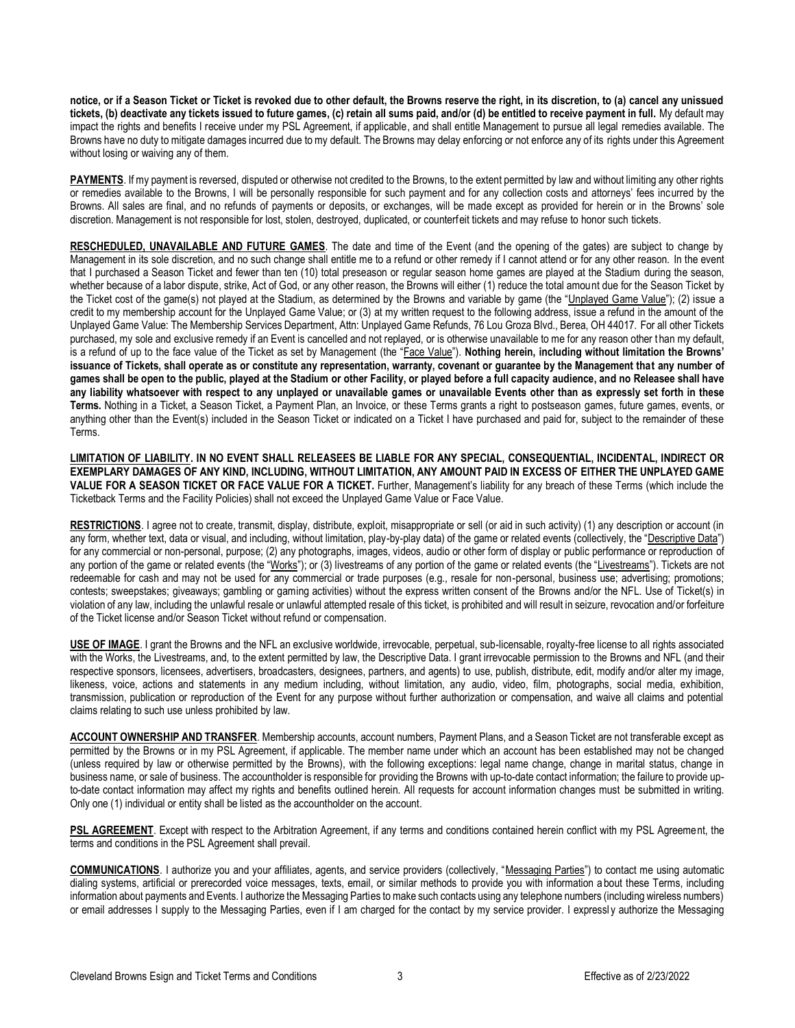**notice, or if a Season Ticket or Ticket is revoked due to other default, the Browns reserve the right, in its discretion, to (a) cancel any unissued tickets, (b) deactivate any tickets issued to future games, (c) retain all sums paid, and/or (d) be entitled to receive payment in full.** My default may impact the rights and benefits I receive under my PSL Agreement, if applicable, and shall entitle Management to pursue all legal remedies available. The Browns have no duty to mitigate damages incurred due to my default. The Browns may delay enforcing or not enforce any of its rights under this Agreement without losing or waiving any of them.

**PAYMENTS**. If my payment is reversed, disputed or otherwise not credited to the Browns, to the extent permitted by law and without limiting any other rights or remedies available to the Browns, I will be personally responsible for such payment and for any collection costs and attorneys' fees incurred by the Browns. All sales are final, and no refunds of payments or deposits, or exchanges, will be made except as provided for herein or in the Browns' sole discretion. Management is not responsible for lost, stolen, destroyed, duplicated, or counterfeit tickets and may refuse to honor such tickets.

**RESCHEDULED, UNAVAILABLE AND FUTURE GAMES**. The date and time of the Event (and the opening of the gates) are subject to change by Management in its sole discretion, and no such change shall entitle me to a refund or other remedy if I cannot attend or for any other reason. In the event that I purchased a Season Ticket and fewer than ten (10) total preseason or regular season home games are played at the Stadium during the season, whether because of a labor dispute, strike, Act of God, or any other reason, the Browns will either (1) reduce the total amount due for the Season Ticket by the Ticket cost of the game(s) not played at the Stadium, as determined by the Browns and variable by game (the "Unplayed Game Value"); (2) issue a credit to my membership account for the Unplayed Game Value; or (3) at my written request to the following address, issue a refund in the amount of the Unplayed Game Value: The Membership Services Department, Attn: Unplayed Game Refunds, 76 Lou Groza Blvd., Berea, OH 44017. For all other Tickets purchased, my sole and exclusive remedy if an Event is cancelled and not replayed, or is otherwise unavailable to me for any reason other than my default, is a refund of up to the face value of the Ticket as set by Management (the "Face Value"). **Nothing herein, including without limitation the Browns' issuance of Tickets, shall operate as or constitute any representation, warranty, covenant or guarantee by the Management that any number of games shall be open to the public, played at the Stadium or other Facility, or played before a full capacity audience, and no Releasee shall have any liability whatsoever with respect to any unplayed or unavailable games or unavailable Events other than as expressly set forth in these Terms.** Nothing in a Ticket, a Season Ticket, a Payment Plan, an Invoice, or these Terms grants a right to postseason games, future games, events, or anything other than the Event(s) included in the Season Ticket or indicated on a Ticket I have purchased and paid for, subject to the remainder of these Terms.

**LIMITATION OF LIABILITY. IN NO EVENT SHALL RELEASEES BE LIABLE FOR ANY SPECIAL, CONSEQUENTIAL, INCIDENTAL, INDIRECT OR EXEMPLARY DAMAGES OF ANY KIND, INCLUDING, WITHOUT LIMITATION, ANY AMOUNT PAID IN EXCESS OF EITHER THE UNPLAYED GAME VALUE FOR A SEASON TICKET OR FACE VALUE FOR A TICKET.** Further, Management's liability for any breach of these Terms (which include the Ticketback Terms and the Facility Policies) shall not exceed the Unplayed Game Value or Face Value.

**RESTRICTIONS**. I agree not to create, transmit, display, distribute, exploit, misappropriate or sell (or aid in such activity) (1) any description or account (in any form, whether text, data or visual, and including, without limitation, play-by-play data) of the game or related events (collectively, the "Descriptive Data") for any commercial or non-personal, purpose; (2) any photographs, images, videos, audio or other form of display or public performance or reproduction of any portion of the game or related events (the "Works"); or (3) livestreams of any portion of the game or related events (the "Livestreams"). Tickets are not redeemable for cash and may not be used for any commercial or trade purposes (e.g., resale for non-personal, business use; advertising; promotions; contests; sweepstakes; giveaways; gambling or gaming activities) without the express written consent of the Browns and/or the NFL. Use of Ticket(s) in violation of any law, including the unlawful resale or unlawful attempted resale of this ticket, is prohibited and will result in seizure, revocation and/or forfeiture of the Ticket license and/or Season Ticket without refund or compensation.

**USE OF IMAGE**. I grant the Browns and the NFL an exclusive worldwide, irrevocable, perpetual, sub-licensable, royalty-free license to all rights associated with the Works, the Livestreams, and, to the extent permitted by law, the Descriptive Data. I grant irrevocable permission to the Browns and NFL (and their respective sponsors, licensees, advertisers, broadcasters, designees, partners, and agents) to use, publish, distribute, edit, modify and/or alter my image, likeness, voice, actions and statements in any medium including, without limitation, any audio, video, film, photographs, social media, exhibition, transmission, publication or reproduction of the Event for any purpose without further authorization or compensation, and waive all claims and potential claims relating to such use unless prohibited by law.

**ACCOUNT OWNERSHIP AND TRANSFER**. Membership accounts, account numbers, Payment Plans, and a Season Ticket are not transferable except as permitted by the Browns or in my PSL Agreement, if applicable. The member name under which an account has been established may not be changed (unless required by law or otherwise permitted by the Browns), with the following exceptions: legal name change, change in marital status, change in business name, or sale of business. The accountholder is responsible for providing the Browns with up-to-date contact information; the failure to provide up-to-date contact information may affect my rights and benefits outlined herein. All requests for account information changes must be submitted in writing. Only one (1) individual or entity shall be listed as the accountholder on the account.

**PSL AGREEMENT**. Except with respect to the Arbitration Agreement, if any terms and conditions contained herein conflict with my PSL Agreement, the terms and conditions in the PSL Agreement shall prevail.

**COMMUNICATIONS**. I authorize you and your affiliates, agents, and service providers (collectively, "Messaging Parties") to contact me using automatic dialing systems, artificial or prerecorded voice messages, texts, email, or similar methods to provide you with information about these Terms, including information about payments and Events. I authorize the Messaging Parties to make such contacts using any telephone numbers (including wireless numbers) or email addresses I supply to the Messaging Parties, even if I am charged for the contact by my service provider. I expressly authorize the Messaging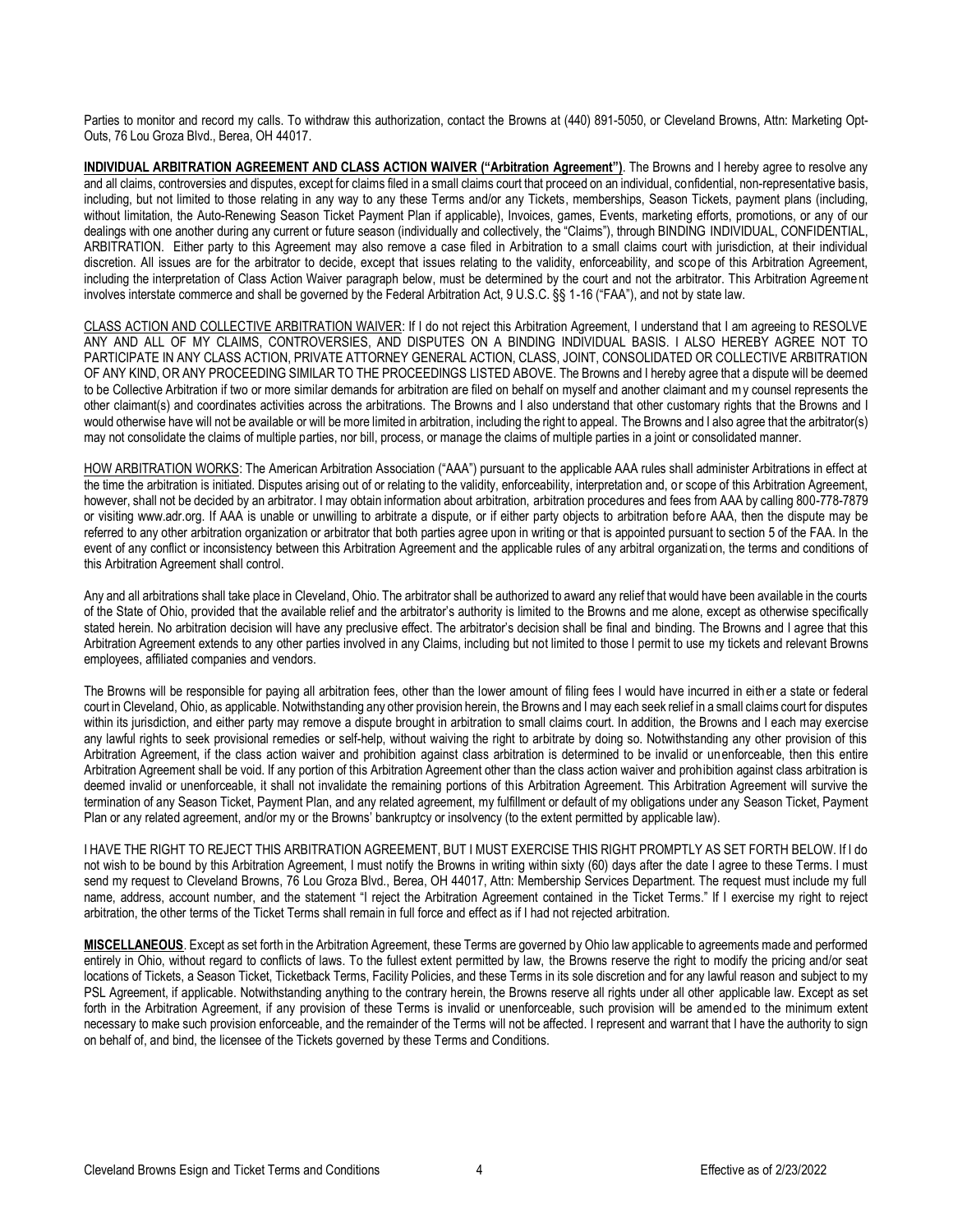Parties to monitor and record my calls. To withdraw this authorization, contact the Browns at (440) 891-5050, or Cleveland Browns, Attn: Marketing Opt-Outs, 76 Lou Groza Blvd., Berea, OH 44017.

**INDIVIDUAL ARBITRATION AGREEMENT AND CLASS ACTION WAIVER ("Arbitration Agreement")**. The Browns and I hereby agree to resolve any and all claims, controversies and disputes, except for claims filed in a small claims court that proceed on an individual, confidential, non-representative basis, including, but not limited to those relating in any way to any these Terms and/or any Tickets, memberships, Season Tickets, payment plans (including, without limitation, the Auto-Renewing Season Ticket Payment Plan if applicable), Invoices, games, Events, marketing efforts, promotions, or any of our dealings with one another during any current or future season (individually and collectively, the "Claims"), through BINDING INDIVIDUAL, CONFIDENTIAL, ARBITRATION. Either party to this Agreement may also remove a case filed in Arbitration to a small claims court with jurisdiction, at their individual discretion. All issues are for the arbitrator to decide, except that issues relating to the validity, enforceability, and scope of this Arbitration Agreement, including the interpretation of Class Action Waiver paragraph below, must be determined by the court and not the arbitrator. This Arbitration Agreement involves interstate commerce and shall be governed by the Federal Arbitration Act, 9 U.S.C. §§ 1-16 ("FAA"), and not by state law.

CLASS ACTION AND COLLECTIVE ARBITRATION WAIVER: If I do not reject this Arbitration Agreement, I understand that I am agreeing to RESOLVE ANY AND ALL OF MY CLAIMS, CONTROVERSIES, AND DISPUTES ON A BINDING INDIVIDUAL BASIS. I ALSO HEREBY AGREE NOT TO PARTICIPATE IN ANY CLASS ACTION, PRIVATE ATTORNEY GENERAL ACTION, CLASS, JOINT, CONSOLIDATED OR COLLECTIVE ARBITRATION OF ANY KIND, OR ANY PROCEEDING SIMILAR TO THE PROCEEDINGS LISTED ABOVE. The Browns and I hereby agree that a dispute will be deemed to be Collective Arbitration if two or more similar demands for arbitration are filed on behalf on myself and another claimant and my counsel represents the other claimant(s) and coordinates activities across the arbitrations. The Browns and I also understand that other customary rights that the Browns and I would otherwise have will not be available or will be more limited in arbitration, including the right to appeal. The Browns and I also agree that the arbitrator(s) may not consolidate the claims of multiple parties, nor bill, process, or manage the claims of multiple parties in a joint or consolidated manner.

HOW ARBITRATION WORKS: The American Arbitration Association ("AAA") pursuant to the applicable AAA rules shall administer Arbitrations in effect at the time the arbitration is initiated. Disputes arising out of or relating to the validity, enforceability, interpretation and, or scope of this Arbitration Agreement, however, shall not be decided by an arbitrator. I may obtain information about arbitration, arbitration procedures and fees from AAA by calling 800-778-7879 or visiting www.adr.org. If AAA is unable or unwilling to arbitrate a dispute, or if either party objects to arbitration before AAA, then the dispute may be referred to any other arbitration organization or arbitrator that both parties agree upon in writing or that is appointed pursuant to section 5 of the FAA. In the event of any conflict or inconsistency between this Arbitration Agreement and the applicable rules of any arbitral organization, the terms and conditions of this Arbitration Agreement shall control.

Any and all arbitrations shall take place in Cleveland, Ohio. The arbitrator shall be authorized to award any relief that would have been available in the courts of the State of Ohio, provided that the available relief and the arbitrator's authority is limited to the Browns and me alone, except as otherwise specifically stated herein. No arbitration decision will have any preclusive effect. The arbitrator's decision shall be final and binding. The Browns and I agree that this Arbitration Agreement extends to any other parties involved in any Claims, including but not limited to those I permit to use my tickets and relevant Browns employees, affiliated companies and vendors.

The Browns will be responsible for paying all arbitration fees, other than the lower amount of filing fees I would have incurred in either a state or federal court in Cleveland, Ohio, as applicable. Notwithstanding any other provision herein, the Browns and I may each seek relief in a small claims court for disputes within its jurisdiction, and either party may remove a dispute brought in arbitration to small claims court. In addition, the Browns and I each may exercise any lawful rights to seek provisional remedies or self-help, without waiving the right to arbitrate by doing so. Notwithstanding any other provision of this Arbitration Agreement, if the class action waiver and prohibition against class arbitration is determined to be invalid or unenforceable, then this entire Arbitration Agreement shall be void. If any portion of this Arbitration Agreement other than the class action waiver and prohibition against class arbitration is deemed invalid or unenforceable, it shall not invalidate the remaining portions of this Arbitration Agreement. This Arbitration Agreement will survive the termination of any Season Ticket, Payment Plan, and any related agreement, my fulfillment or default of my obligations under any Season Ticket, Payment Plan or any related agreement, and/or my or the Browns' bankruptcy or insolvency (to the extent permitted by applicable law).

I HAVE THE RIGHT TO REJECT THIS ARBITRATION AGREEMENT, BUT I MUST EXERCISE THIS RIGHT PROMPTLY AS SET FORTH BELOW. If I do not wish to be bound by this Arbitration Agreement, I must notify the Browns in writing within sixty (60) days after the date I agree to these Terms. I must send my request to Cleveland Browns, 76 Lou Groza Blvd., Berea, OH 44017, Attn: Membership Services Department. The request must include my full name, address, account number, and the statement "I reject the Arbitration Agreement contained in the Ticket Terms." If I exercise my right to reject arbitration, the other terms of the Ticket Terms shall remain in full force and effect as if I had not rejected arbitration.

**MISCELLANEOUS**. Except as set forth in the Arbitration Agreement, these Terms are governed by Ohio law applicable to agreements made and performed entirely in Ohio, without regard to conflicts of laws. To the fullest extent permitted by law, the Browns reserve the right to modify the pricing and/or seat locations of Tickets, a Season Ticket, Ticketback Terms, Facility Policies, and these Terms in its sole discretion and for any lawful reason and subject to my PSL Agreement, if applicable. Notwithstanding anything to the contrary herein, the Browns reserve all rights under all other applicable law. Except as set forth in the Arbitration Agreement, if any provision of these Terms is invalid or unenforceable, such provision will be amended to the minimum extent necessary to make such provision enforceable, and the remainder of the Terms will not be affected. I represent and warrant that I have the authority to sign on behalf of, and bind, the licensee of the Tickets governed by these Terms and Conditions.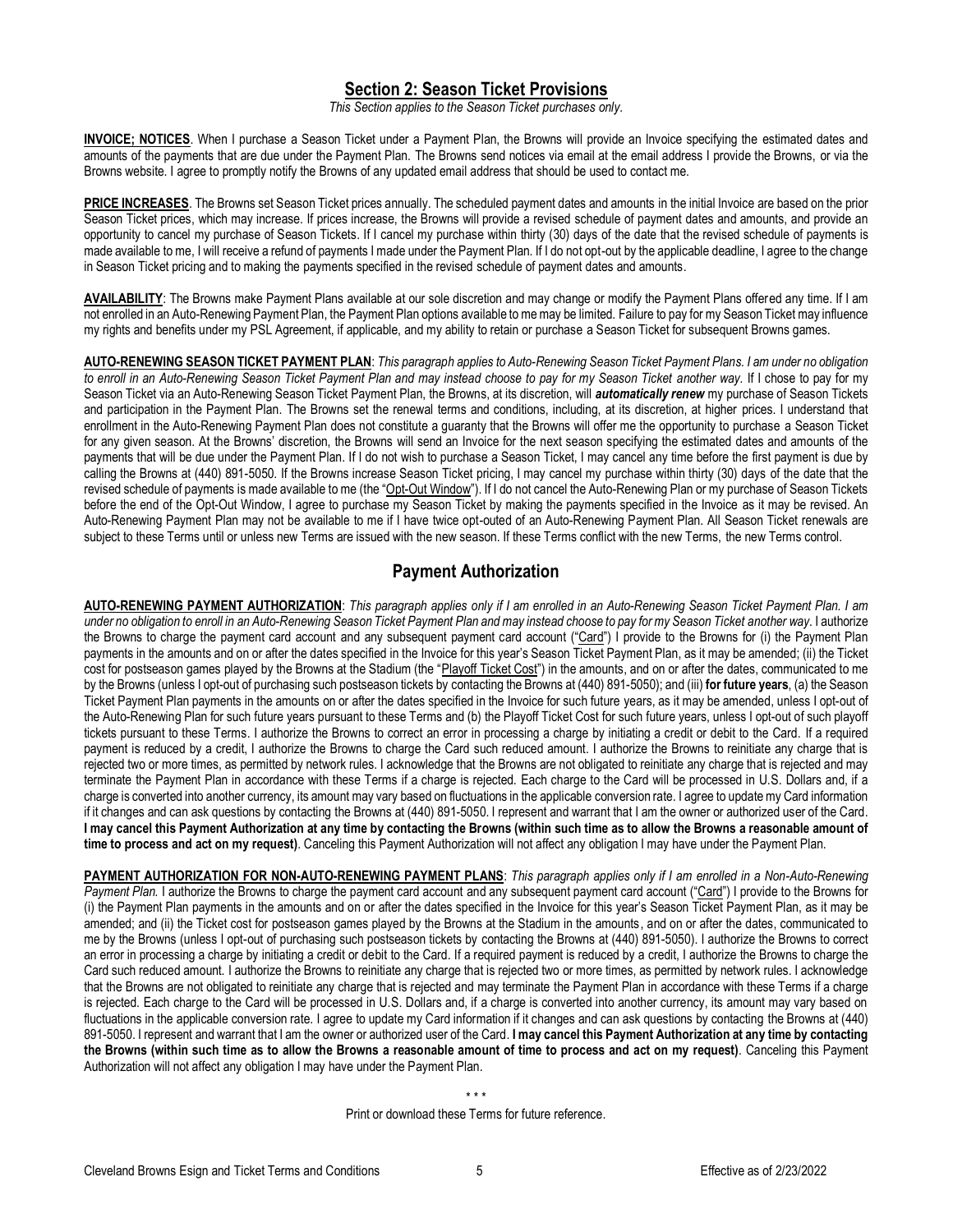## Section 2: Season Ticket Provisions

*This Section applies to the Season Ticket purchases only.*

**INVOICE; NOTICES**. When I purchase a Season Ticket under a Payment Plan, the Browns will provide an Invoice specifying the estimated dates and amounts of the payments that are due under the Payment Plan. The Browns send notices via email at the email address I provide the Browns, or via the Browns website. I agree to promptly notify the Browns of any updated email address that should be used to contact me.

**PRICE INCREASES**. The Browns set Season Ticket prices annually. The scheduled payment dates and amounts in the initial Invoice are based on the prior Season Ticket prices, which may increase. If prices increase, the Browns will provide a revised schedule of payment dates and amounts, and provide an opportunity to cancel my purchase of Season Tickets. If I cancel my purchase within thirty (30) days of the date that the revised schedule of payments is made available to me, I will receive a refund of payments I made under the Payment Plan. If I do not opt-out by the applicable deadline, I agree to the change in Season Ticket pricing and to making the payments specified in the revised schedule of payment dates and amounts.

**AVAILABILITY**: The Browns make Payment Plans available at our sole discretion and may change or modify the Payment Plans offered any time. If I am not enrolled in an Auto-Renewing Payment Plan, the Payment Plan options available to me may be limited. Failure to pay for my Season Ticket may influence my rights and benefits under my PSL Agreement, if applicable, and my ability to retain or purchase a Season Ticket for subsequent Browns games.

**AUTO-RENEWING SEASON TICKET PAYMENT PLAN**: *This paragraph applies to Auto-Renewing Season Ticket Payment Plans. I am under no obligation to enroll in an Auto-Renewing Season Ticket Payment Plan and may instead choose to pay for my Season Ticket another way.* If I chose to pay for my Season Ticket via an Auto-Renewing Season Ticket Payment Plan, the Browns, at its discretion, will ***automatically renew*** my purchase of Season Tickets and participation in the Payment Plan. The Browns set the renewal terms and conditions, including, at its discretion, at higher prices. I understand that enrollment in the Auto-Renewing Payment Plan does not constitute a guaranty that the Browns will offer me the opportunity to purchase a Season Ticket for any given season. At the Browns' discretion, the Browns will send an Invoice for the next season specifying the estimated dates and amounts of the payments that will be due under the Payment Plan. If I do not wish to purchase a Season Ticket, I may cancel any time before the first payment is due by calling the Browns at (440) 891-5050. If the Browns increase Season Ticket pricing, I may cancel my purchase within thirty (30) days of the date that the revised schedule of payments is made available to me (the "Opt-Out Window"). If I do not cancel the Auto-Renewing Plan or my purchase of Season Tickets before the end of the Opt-Out Window, I agree to purchase my Season Ticket by making the payments specified in the Invoice as it may be revised. An Auto-Renewing Payment Plan may not be available to me if I have twice opt-outed of an Auto-Renewing Payment Plan. All Season Ticket renewals are subject to these Terms until or unless new Terms are issued with the new season. If these Terms conflict with the new Terms, the new Terms control.

## Payment Authorization

**AUTO-RENEWING PAYMENT AUTHORIZATION**: *This paragraph applies only if I am enrolled in an Auto-Renewing Season Ticket Payment Plan. I am under no obligation to enroll in an Auto-Renewing Season Ticket Payment Plan and may instead choose to pay for my Season Ticket another way.* I authorize the Browns to charge the payment card account and any subsequent payment card account ("Card") I provide to the Browns for (i) the Payment Plan payments in the amounts and on or after the dates specified in the Invoice for this year's Season Ticket Payment Plan, as it may be amended; (ii) the Ticket cost for postseason games played by the Browns at the Stadium (the "Playoff Ticket Cost") in the amounts, and on or after the dates, communicated to me by the Browns (unless I opt-out of purchasing such postseason tickets by contacting the Browns at (440) 891-5050); and (iii) **for future years**, (a) the Season Ticket Payment Plan payments in the amounts on or after the dates specified in the Invoice for such future years, as it may be amended, unless I opt-out of the Auto-Renewing Plan for such future years pursuant to these Terms and (b) the Playoff Ticket Cost for such future years, unless I opt-out of such playoff tickets pursuant to these Terms. I authorize the Browns to correct an error in processing a charge by initiating a credit or debit to the Card. If a required payment is reduced by a credit, I authorize the Browns to charge the Card such reduced amount. I authorize the Browns to reinitiate any charge that is rejected two or more times, as permitted by network rules. I acknowledge that the Browns are not obligated to reinitiate any charge that is rejected and may terminate the Payment Plan in accordance with these Terms if a charge is rejected. Each charge to the Card will be processed in U.S. Dollars and, if a charge is converted into another currency, its amount may vary based on fluctuations in the applicable conversion rate. I agree to update my Card information if it changes and can ask questions by contacting the Browns at (440) 891-5050. I represent and warrant that I am the owner or authorized user of the Card. **I may cancel this Payment Authorization at any time by contacting the Browns (within such time as to allow the Browns a reasonable amount of time to process and act on my request)**. Canceling this Payment Authorization will not affect any obligation I may have under the Payment Plan.

**PAYMENT AUTHORIZATION FOR NON-AUTO-RENEWING PAYMENT PLANS**: *This paragraph applies only if I am enrolled in a Non-Auto-Renewing Payment Plan.* I authorize the Browns to charge the payment card account and any subsequent payment card account ("Card") I provide to the Browns for (i) the Payment Plan payments in the amounts and on or after the dates specified in the Invoice for this year's Season Ticket Payment Plan, as it may be amended; and (ii) the Ticket cost for postseason games played by the Browns at the Stadium in the amounts, and on or after the dates, communicated to me by the Browns (unless I opt-out of purchasing such postseason tickets by contacting the Browns at (440) 891-5050). I authorize the Browns to correct an error in processing a charge by initiating a credit or debit to the Card. If a required payment is reduced by a credit, I authorize the Browns to charge the Card such reduced amount. I authorize the Browns to reinitiate any charge that is rejected two or more times, as permitted by network rules. I acknowledge that the Browns are not obligated to reinitiate any charge that is rejected and may terminate the Payment Plan in accordance with these Terms if a charge is rejected. Each charge to the Card will be processed in U.S. Dollars and, if a charge is converted into another currency, its amount may vary based on fluctuations in the applicable conversion rate. I agree to update my Card information if it changes and can ask questions by contacting the Browns at (440) 891-5050. I represent and warrant that I am the owner or authorized user of the Card. **I may cancel this Payment Authorization at any time by contacting the Browns (within such time as to allow the Browns a reasonable amount of time to process and act on my request)**. Canceling this Payment Authorization will not affect any obligation I may have under the Payment Plan.

\* \* \*

Print or download these Terms for future reference.